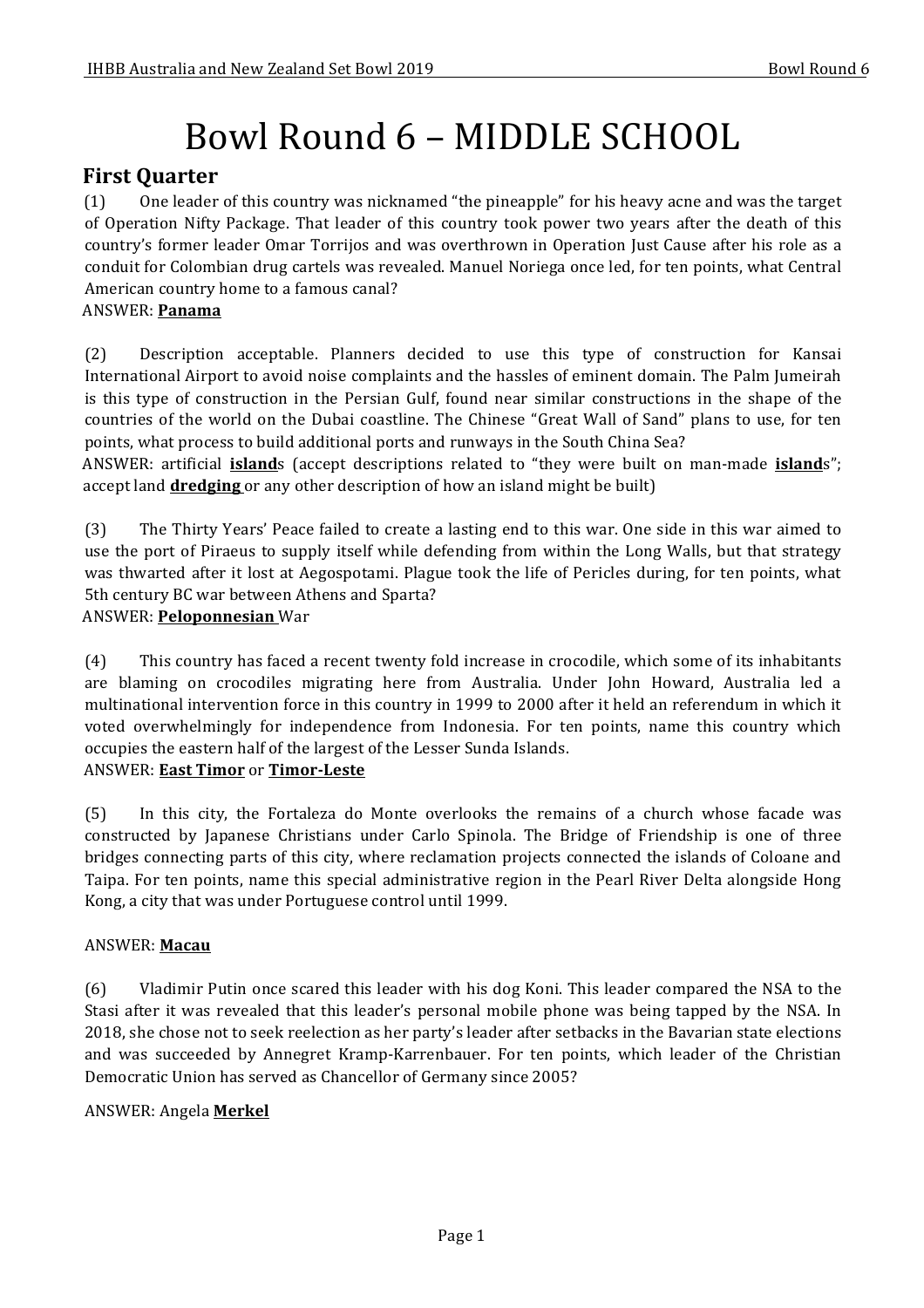# Bowl Round 6 – MIDDLE SCHOOL

## First Quarter

(1) One leader of this country was nicknamed "the pineapple" for his heavy acne and was the target of Operation Nifty Package. That leader of this country took power two years after the death of this country's former leader Omar Torrijos and was overthrown in Operation Just Cause after his role as a conduit for Colombian drug cartels was revealed. Manuel Noriega once led, for ten points, what Central American country home to a famous canal?

ANSWER: **<u>Panama</u>**

(2) Description acceptable. Planners decided to use this type of construction for Kansai International Airport to avoid noise complaints and the hassles of eminent domain. The Palm Jumeirah is this type of construction in the Persian Gulf, found near similar constructions in the shape of the countries of the world on the Dubai coastline. The Chinese "Great Wall of Sand" plans to use, for ten points, what process to build additional ports and runways in the South China Sea?

ANSWER: artificial **<u>island</u>**s (accept descriptions related to "they were built on man-made **<u>island</u>**s"; accept land **<u>dredging</u>** or any other description of how an island might be built)

(3) The Thirty Years' Peace failed to create a lasting end to this war. One side in this war aimed to use the port of Piraeus to supply itself while defending from within the Long Walls, but that strategy was thwarted after it lost at Aegospotami. Plague took the life of Pericles during, for ten points, what 5th century BC war between Athens and Sparta?

ANSWER: **<u>Peloponnesian</u>** War

(4) This country has faced a recent twenty fold increase in crocodile, which some of its inhabitants are blaming on crocodiles migrating here from Australia. Under John Howard, Australia led a multinational intervention force in this country in 1999 to 2000 after it held an referendum in which it voted overwhelmingly for independence from Indonesia. For ten points, name this country which occupies the eastern half of the largest of the Lesser Sunda Islands.

ANSWER: **<u>East Timor</u>** or **<u>Timor-Leste</u>**

(5) In this city, the Fortaleza do Monte overlooks the remains of a church whose facade was constructed by Japanese Christians under Carlo Spinola. The Bridge of Friendship is one of three bridges connecting parts of this city, where reclamation projects connected the islands of Coloane and Taipa. For ten points, name this special administrative region in the Pearl River Delta alongside Hong Kong, a city that was under Portuguese control until 1999.

ANSWER: **<u>Macau</u>**

(6) Vladimir Putin once scared this leader with his dog Koni. This leader compared the NSA to the Stasi after it was revealed that this leader's personal mobile phone was being tapped by the NSA. In 2018, she chose not to seek reelection as her party's leader after setbacks in the Bavarian state elections and was succeeded by Annegret Kramp-Karrenbauer. For ten points, which leader of the Christian Democratic Union has served as Chancellor of Germany since 2005?

ANSWER: Angela **<u>Merkel</u>**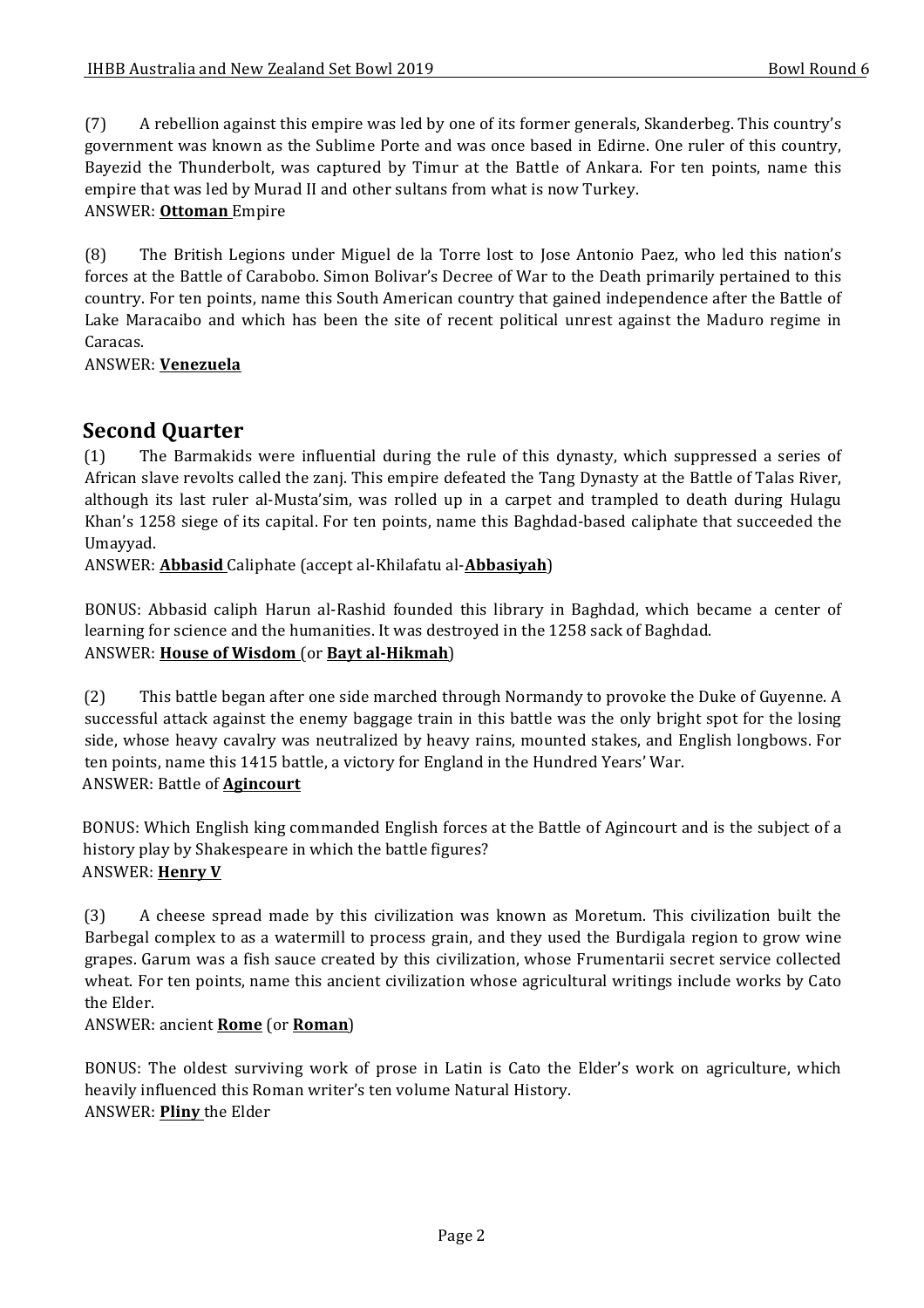(7) A rebellion against this empire was led by one of its former generals, Skanderbeg. This country's government was known as the Sublime Porte and was once based in Edirne. One ruler of this country, Bayezid the Thunderbolt, was captured by Timur at the Battle of Ankara. For ten points, name this empire that was led by Murad II and other sultans from what is now Turkey.
ANSWER: **Ottoman** Empire

(8) The British Legions under Miguel de la Torre lost to Jose Antonio Paez, who led this nation's forces at the Battle of Carabobo. Simon Bolivar's Decree of War to the Death primarily pertained to this country. For ten points, name this South American country that gained independence after the Battle of Lake Maracaibo and which has been the site of recent political unrest against the Maduro regime in Caracas.
ANSWER: **Venezuela**

## Second Quarter

(1) The Barmakids were influential during the rule of this dynasty, which suppressed a series of African slave revolts called the zanj. This empire defeated the Tang Dynasty at the Battle of Talas River, although its last ruler al-Musta'sim, was rolled up in a carpet and trampled to death during Hulagu Khan's 1258 siege of its capital. For ten points, name this Baghdad-based caliphate that succeeded the Umayyad.
ANSWER: **Abbasid** Caliphate (accept al-Khilafatu al-**Abbasiyah**)

BONUS: Abbasid caliph Harun al-Rashid founded this library in Baghdad, which became a center of learning for science and the humanities. It was destroyed in the 1258 sack of Baghdad.
ANSWER: **House of Wisdom** (or **Bayt al-Hikmah**)

(2) This battle began after one side marched through Normandy to provoke the Duke of Guyenne. A successful attack against the enemy baggage train in this battle was the only bright spot for the losing side, whose heavy cavalry was neutralized by heavy rains, mounted stakes, and English longbows. For ten points, name this 1415 battle, a victory for England in the Hundred Years' War.
ANSWER: Battle of **Agincourt**

BONUS: Which English king commanded English forces at the Battle of Agincourt and is the subject of a history play by Shakespeare in which the battle figures?
ANSWER: **Henry V**

(3) A cheese spread made by this civilization was known as Moretum. This civilization built the Barbegal complex to as a watermill to process grain, and they used the Burdigala region to grow wine grapes. Garum was a fish sauce created by this civilization, whose Frumentarii secret service collected wheat. For ten points, name this ancient civilization whose agricultural writings include works by Cato the Elder.
ANSWER: ancient **Rome** (or **Roman**)

BONUS: The oldest surviving work of prose in Latin is Cato the Elder's work on agriculture, which heavily influenced this Roman writer's ten volume Natural History.
ANSWER: **Pliny** the Elder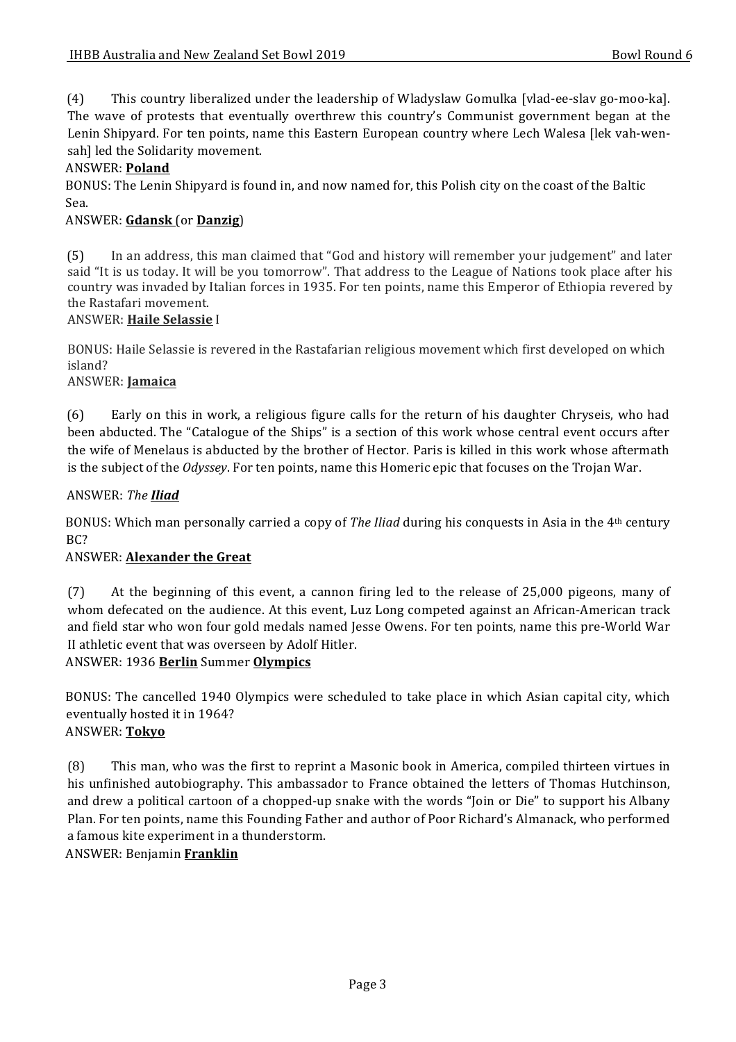(4) This country liberalized under the leadership of Wladyslaw Gomulka [vlad-ee-slav go-moo-ka]. The wave of protests that eventually overthrew this country's Communist government began at the Lenin Shipyard. For ten points, name this Eastern European country where Lech Walesa [lek vah-wen-sah] led the Solidarity movement.

ANSWER: **Poland**

BONUS: The Lenin Shipyard is found in, and now named for, this Polish city on the coast of the Baltic Sea.

ANSWER: **Gdansk** (or **Danzig**)

(5) In an address, this man claimed that "God and history will remember your judgement" and later said "It is us today. It will be you tomorrow". That address to the League of Nations took place after his country was invaded by Italian forces in 1935. For ten points, name this Emperor of Ethiopia revered by the Rastafari movement.

ANSWER: **Haile Selassie** I

BONUS: Haile Selassie is revered in the Rastafarian religious movement which first developed on which island?

ANSWER: **Jamaica**

(6) Early on this in work, a religious figure calls for the return of his daughter Chryseis, who had been abducted. The "Catalogue of the Ships" is a section of this work whose central event occurs after the wife of Menelaus is abducted by the brother of Hector. Paris is killed in this work whose aftermath is the subject of the *Odyssey*. For ten points, name this Homeric epic that focuses on the Trojan War.

ANSWER: *The* ***Iliad***

BONUS: Which man personally carried a copy of *The Iliad* during his conquests in Asia in the 4th century BC?

ANSWER: **Alexander the Great**

(7) At the beginning of this event, a cannon firing led to the release of 25,000 pigeons, many of whom defecated on the audience. At this event, Luz Long competed against an African-American track and field star who won four gold medals named Jesse Owens. For ten points, name this pre-World War II athletic event that was overseen by Adolf Hitler.

ANSWER: 1936 **Berlin** Summer **Olympics**

BONUS: The cancelled 1940 Olympics were scheduled to take place in which Asian capital city, which eventually hosted it in 1964?

ANSWER: **Tokyo**

(8) This man, who was the first to reprint a Masonic book in America, compiled thirteen virtues in his unfinished autobiography. This ambassador to France obtained the letters of Thomas Hutchinson, and drew a political cartoon of a chopped-up snake with the words "Join or Die" to support his Albany Plan. For ten points, name this Founding Father and author of Poor Richard's Almanack, who performed a famous kite experiment in a thunderstorm.

ANSWER: Benjamin **Franklin**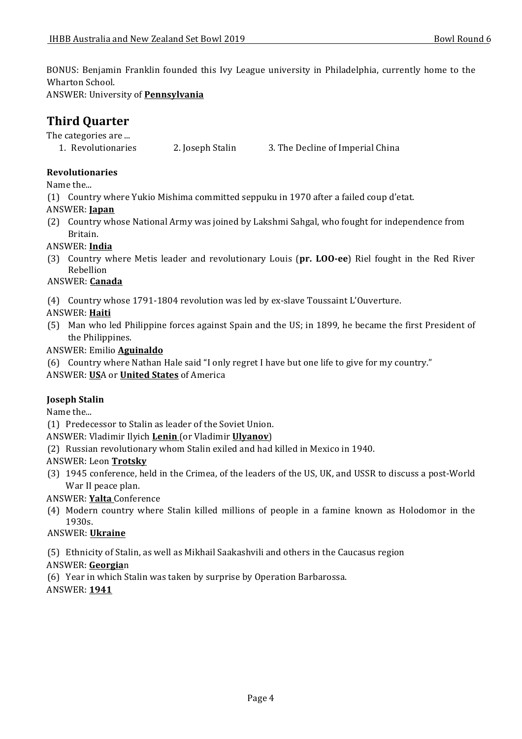BONUS: Benjamin Franklin founded this Ivy League university in Philadelphia, currently home to the Wharton School.

ANSWER: University of **Pennsylvania**

## Third Quarter

The categories are ...

1. Revolutionaries
2. Joseph Stalin
3. The Decline of Imperial China

### Revolutionaries

Name the...

(1) Country where Yukio Mishima committed seppuku in 1970 after a failed coup d'etat.

ANSWER: **Japan**

(2) Country whose National Army was joined by Lakshmi Sahgal, who fought for independence from Britain.

ANSWER: **India**

(3) Country where Metis leader and revolutionary Louis (**pr. LOO-ee**) Riel fought in the Red River Rebellion

ANSWER: **Canada**

(4) Country whose 1791-1804 revolution was led by ex-slave Toussaint L'Ouverture.

ANSWER: **Haiti**

(5) Man who led Philippine forces against Spain and the US; in 1899, he became the first President of the Philippines.

ANSWER: Emilio **Aguinaldo**

(6) Country where Nathan Hale said "I only regret I have but one life to give for my country."

ANSWER: **US**A or **United States** of America

### Joseph Stalin

Name the...

(1) Predecessor to Stalin as leader of the Soviet Union.

ANSWER: Vladimir Ilyich **Lenin** (or Vladimir **Ulyanov**)

(2) Russian revolutionary whom Stalin exiled and had killed in Mexico in 1940.

ANSWER: Leon **Trotsky**

(3) 1945 conference, held in the Crimea, of the leaders of the US, UK, and USSR to discuss a post-World War II peace plan.

ANSWER: **Yalta** Conference

(4) Modern country where Stalin killed millions of people in a famine known as Holodomor in the 1930s.

ANSWER: **Ukraine**

(5) Ethnicity of Stalin, as well as Mikhail Saakashvili and others in the Caucasus region

ANSWER: **Georgia**n

(6) Year in which Stalin was taken by surprise by Operation Barbarossa.

ANSWER: **1941**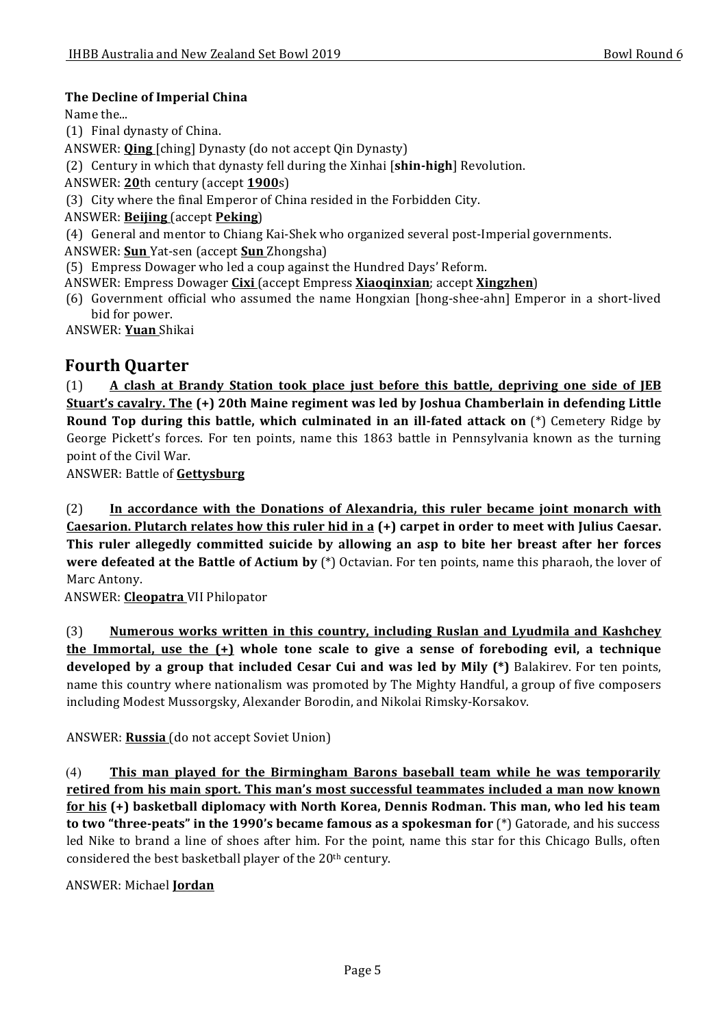**The Decline of Imperial China**

Name the...

(1) Final dynasty of China.

ANSWER: **<u>Qing</u>** [ching] Dynasty (do not accept Qin Dynasty)

(2) Century in which that dynasty fell during the Xinhai [**shin-high**] Revolution.

ANSWER: **<u>20</u>**th century (accept **<u>1900</u>**s)

(3) City where the final Emperor of China resided in the Forbidden City.

ANSWER: **<u>Beijing</u>** (accept **<u>Peking</u>**)

(4) General and mentor to Chiang Kai-Shek who organized several post-Imperial governments.

ANSWER: **<u>Sun</u>** Yat-sen (accept **<u>Sun</u>** Zhongsha)

(5) Empress Dowager who led a coup against the Hundred Days' Reform.

ANSWER: Empress Dowager **<u>Cixi</u>** (accept Empress **<u>Xiaoqinxian</u>**; accept **<u>Xingzhen</u>**)

(6) Government official who assumed the name Hongxian [hong-shee-ahn] Emperor in a short-lived bid for power.

ANSWER: **<u>Yuan</u>** Shikai

## Fourth Quarter

(1) **<u>A clash at Brandy Station took place just before this battle, depriving one side of JEB Stuart's cavalry. The</u> (+) 20th Maine regiment was led by Joshua Chamberlain in defending Little Round Top during this battle, which culminated in an ill-fated attack on** (*) Cemetery Ridge by George Pickett's forces. For ten points, name this 1863 battle in Pennsylvania known as the turning point of the Civil War.

ANSWER: Battle of **<u>Gettysburg</u>**

(2) **<u>In accordance with the Donations of Alexandria, this ruler became joint monarch with Caesarion. Plutarch relates how this ruler hid in a</u> (+) carpet in order to meet with Julius Caesar. This ruler allegedly committed suicide by allowing an asp to bite her breast after her forces were defeated at the Battle of Actium by** (*) Octavian. For ten points, name this pharaoh, the lover of Marc Antony.

ANSWER: **<u>Cleopatra</u>** VII Philopator

(3) **<u>Numerous works written in this country, including Ruslan and Lyudmila and Kashchey the Immortal, use the (+)</u> whole tone scale to give a sense of foreboding evil, a technique developed by a group that included Cesar Cui and was led by Mily (*)** Balakirev. For ten points, name this country where nationalism was promoted by The Mighty Handful, a group of five composers including Modest Mussorgsky, Alexander Borodin, and Nikolai Rimsky-Korsakov.

ANSWER: **<u>Russia</u>** (do not accept Soviet Union)

(4) **<u>This man played for the Birmingham Barons baseball team while he was temporarily retired from his main sport. This man's most successful teammates included a man now known for his</u> (+) basketball diplomacy with North Korea, Dennis Rodman. This man, who led his team to two "three-peats" in the 1990's became famous as a spokesman for** (*) Gatorade, and his success led Nike to brand a line of shoes after him. For the point, name this star for this Chicago Bulls, often considered the best basketball player of the 20th century.

ANSWER: Michael **<u>Jordan</u>**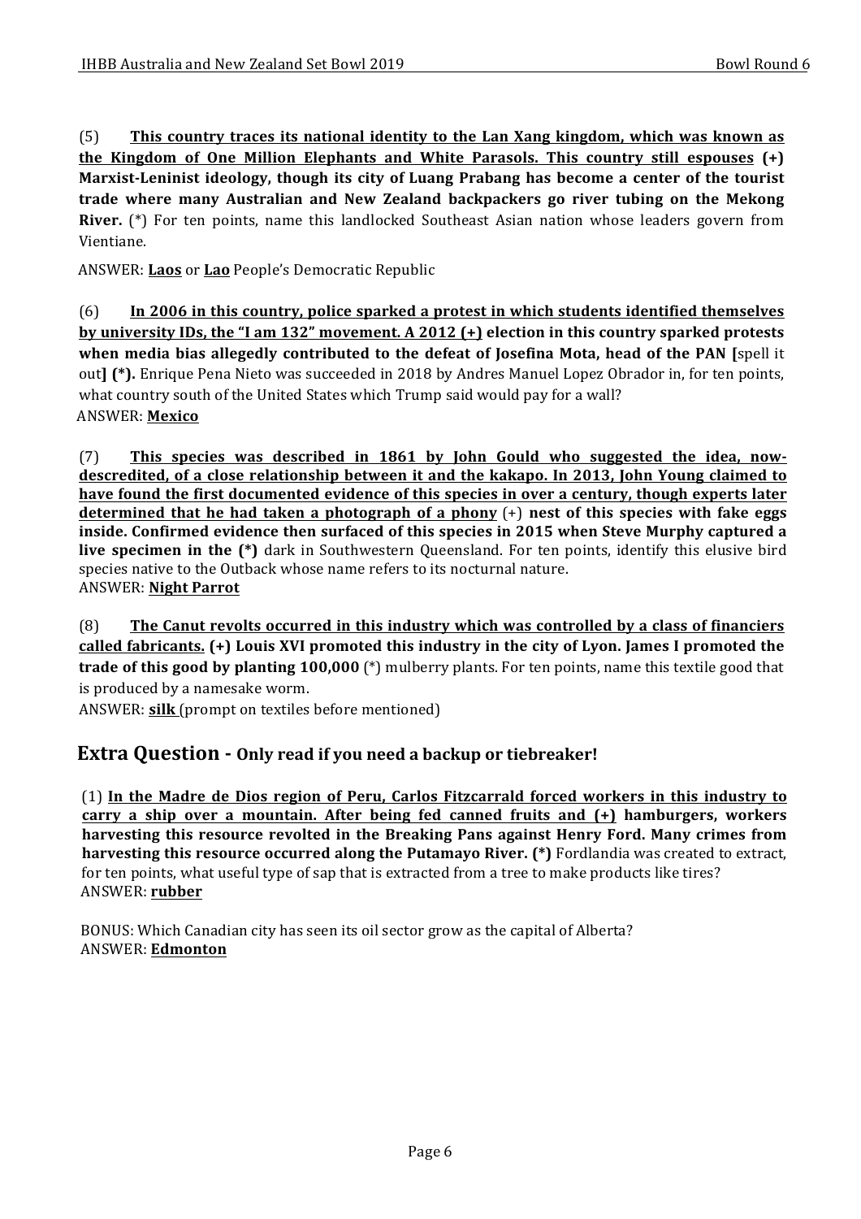(5) **This country traces its national identity to the Lan Xang kingdom, which was known as the Kingdom of One Million Elephants and White Parasols. This country still espouses (+) Marxist-Leninist ideology, though its city of Luang Prabang has become a center of the tourist trade where many Australian and New Zealand backpackers go river tubing on the Mekong River.** (*) For ten points, name this landlocked Southeast Asian nation whose leaders govern from Vientiane.

ANSWER: **Laos** or **Lao** People's Democratic Republic

(6) **In 2006 in this country, police sparked a protest in which students identified themselves by university IDs, the "I am 132" movement. A 2012 (+) election in this country sparked protests when media bias allegedly contributed to the defeat of Josefina Mota, head of the PAN [**spell it out**] (*).** Enrique Pena Nieto was succeeded in 2018 by Andres Manuel Lopez Obrador in, for ten points, what country south of the United States which Trump said would pay for a wall?

ANSWER: **Mexico**

(7) **This species was described in 1861 by John Gould who suggested the idea, now-descredited, of a close relationship between it and the kakapo. In 2013, John Young claimed to have found the first documented evidence of this species in over a century, though experts later determined that he had taken a photograph of a phony** (+) **nest of this species with fake eggs inside. Confirmed evidence then surfaced of this species in 2015 when Steve Murphy captured a live specimen in the (*)** dark in Southwestern Queensland. For ten points, identify this elusive bird species native to the Outback whose name refers to its nocturnal nature.

ANSWER: **Night Parrot**

(8) **The Canut revolts occurred in this industry which was controlled by a class of financiers called fabricants. (+) Louis XVI promoted this industry in the city of Lyon. James I promoted the trade of this good by planting 100,000** (*) mulberry plants. For ten points, name this textile good that is produced by a namesake worm.

ANSWER: **silk** (prompt on textiles before mentioned)

## Extra Question - Only read if you need a backup or tiebreaker!

(1) **In the Madre de Dios region of Peru, Carlos Fitzcarrald forced workers in this industry to carry a ship over a mountain. After being fed canned fruits and (+) hamburgers, workers harvesting this resource revolted in the Breaking Pans against Henry Ford. Many crimes from harvesting this resource occurred along the Putamayo River. (*)** Fordlandia was created to extract, for ten points, what useful type of sap that is extracted from a tree to make products like tires?

ANSWER: **rubber**

BONUS: Which Canadian city has seen its oil sector grow as the capital of Alberta?

ANSWER: **Edmonton**